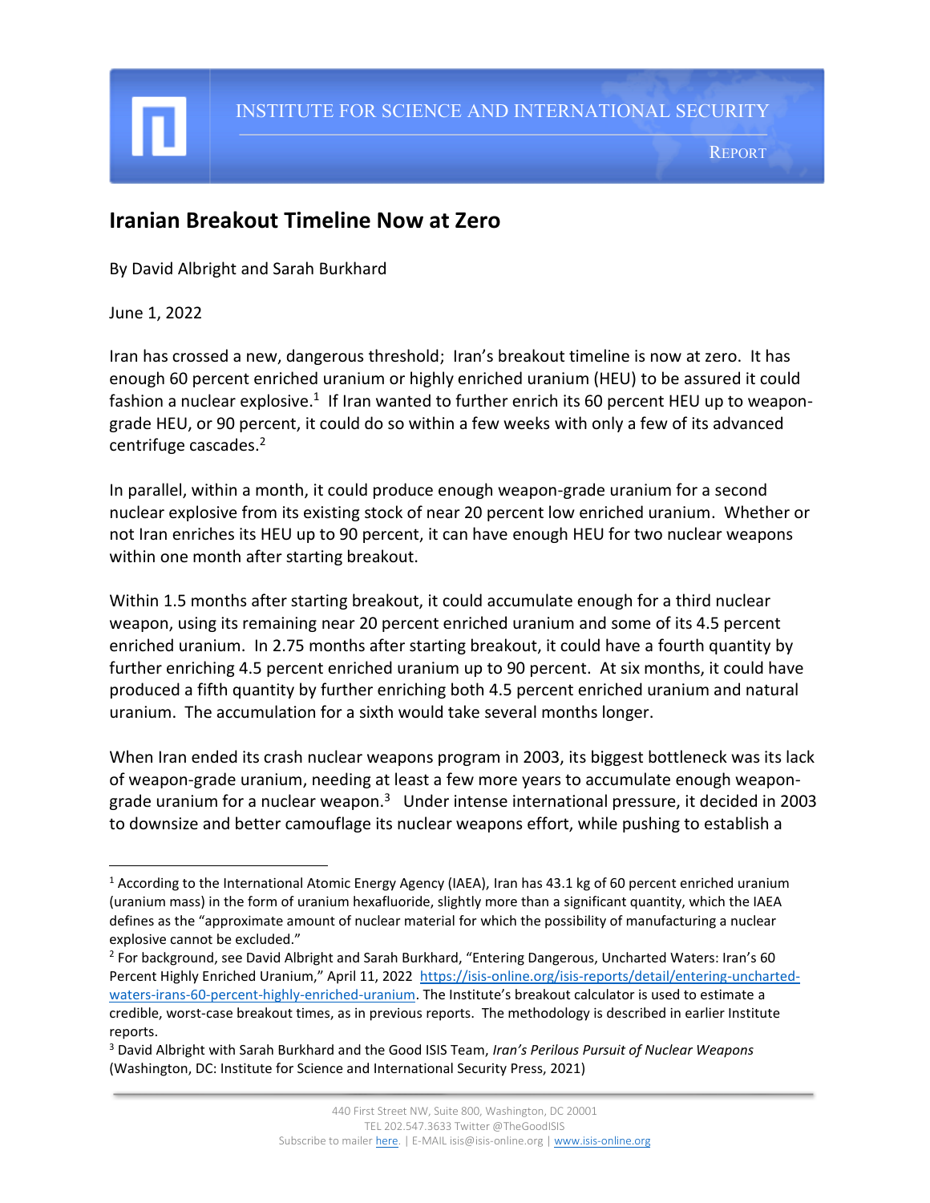INSTITUTE FOR SCIENCE AND INTERNATIONAL SECURITY

REPORT

# Iranian Breakout Timeline Now at Zero

By David Albright and Sarah Burkhard

June 1, 2022

Iran has crossed a new, dangerous threshold; Iran's breakout timeline is now at zero. It has enough 60 percent enriched uranium or highly enriched uranium (HEU) to be assured it could fashion a nuclear explosive.[1] If Iran wanted to further enrich its 60 percent HEU up to weapon-grade HEU, or 90 percent, it could do so within a few weeks with only a few of its advanced centrifuge cascades.[2]

In parallel, within a month, it could produce enough weapon-grade uranium for a second nuclear explosive from its existing stock of near 20 percent low enriched uranium. Whether or not Iran enriches its HEU up to 90 percent, it can have enough HEU for two nuclear weapons within one month after starting breakout.

Within 1.5 months after starting breakout, it could accumulate enough for a third nuclear weapon, using its remaining near 20 percent enriched uranium and some of its 4.5 percent enriched uranium. In 2.75 months after starting breakout, it could have a fourth quantity by further enriching 4.5 percent enriched uranium up to 90 percent. At six months, it could have produced a fifth quantity by further enriching both 4.5 percent enriched uranium and natural uranium. The accumulation for a sixth would take several months longer.

When Iran ended its crash nuclear weapons program in 2003, its biggest bottleneck was its lack of weapon-grade uranium, needing at least a few more years to accumulate enough weapon-grade uranium for a nuclear weapon.[3] Under intense international pressure, it decided in 2003 to downsize and better camouflage its nuclear weapons effort, while pushing to establish a

---

[1] According to the International Atomic Energy Agency (IAEA), Iran has 43.1 kg of 60 percent enriched uranium (uranium mass) in the form of uranium hexafluoride, slightly more than a significant quantity, which the IAEA defines as the "approximate amount of nuclear material for which the possibility of manufacturing a nuclear explosive cannot be excluded."

[2] For background, see David Albright and Sarah Burkhard, "Entering Dangerous, Uncharted Waters: Iran's 60 Percent Highly Enriched Uranium," April 11, 2022 https://isis-online.org/isis-reports/detail/entering-uncharted-waters-irans-60-percent-highly-enriched-uranium. The Institute's breakout calculator is used to estimate a credible, worst-case breakout times, as in previous reports. The methodology is described in earlier Institute reports.

[3] David Albright with Sarah Burkhard and the Good ISIS Team, *Iran's Perilous Pursuit of Nuclear Weapons* (Washington, DC: Institute for Science and International Security Press, 2021)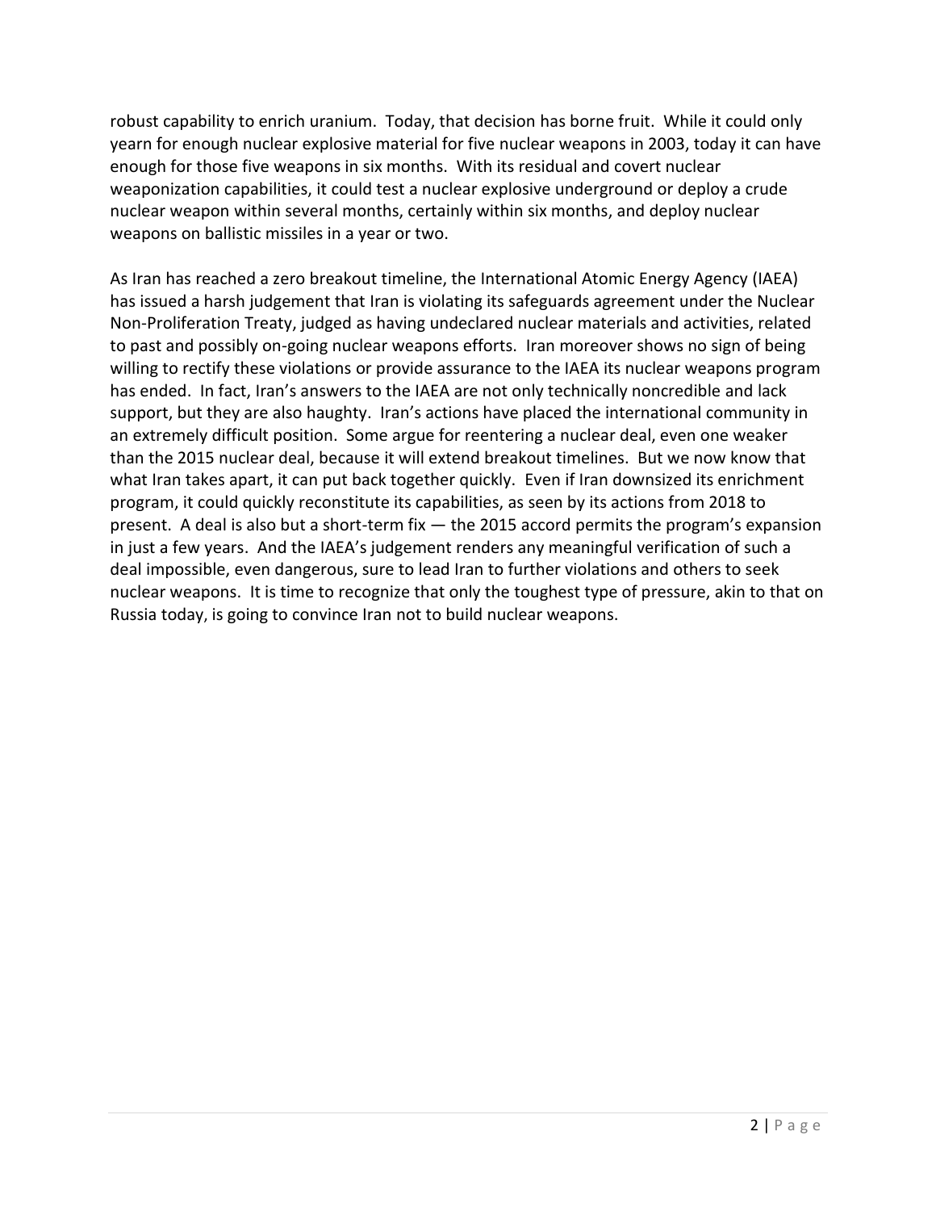robust capability to enrich uranium. Today, that decision has borne fruit. While it could only yearn for enough nuclear explosive material for five nuclear weapons in 2003, today it can have enough for those five weapons in six months. With its residual and covert nuclear weaponization capabilities, it could test a nuclear explosive underground or deploy a crude nuclear weapon within several months, certainly within six months, and deploy nuclear weapons on ballistic missiles in a year or two.

As Iran has reached a zero breakout timeline, the International Atomic Energy Agency (IAEA) has issued a harsh judgement that Iran is violating its safeguards agreement under the Nuclear Non-Proliferation Treaty, judged as having undeclared nuclear materials and activities, related to past and possibly on-going nuclear weapons efforts. Iran moreover shows no sign of being willing to rectify these violations or provide assurance to the IAEA its nuclear weapons program has ended. In fact, Iran's answers to the IAEA are not only technically noncredible and lack support, but they are also haughty. Iran's actions have placed the international community in an extremely difficult position. Some argue for reentering a nuclear deal, even one weaker than the 2015 nuclear deal, because it will extend breakout timelines. But we now know that what Iran takes apart, it can put back together quickly. Even if Iran downsized its enrichment program, it could quickly reconstitute its capabilities, as seen by its actions from 2018 to present. A deal is also but a short-term fix — the 2015 accord permits the program's expansion in just a few years. And the IAEA's judgement renders any meaningful verification of such a deal impossible, even dangerous, sure to lead Iran to further violations and others to seek nuclear weapons. It is time to recognize that only the toughest type of pressure, akin to that on Russia today, is going to convince Iran not to build nuclear weapons.